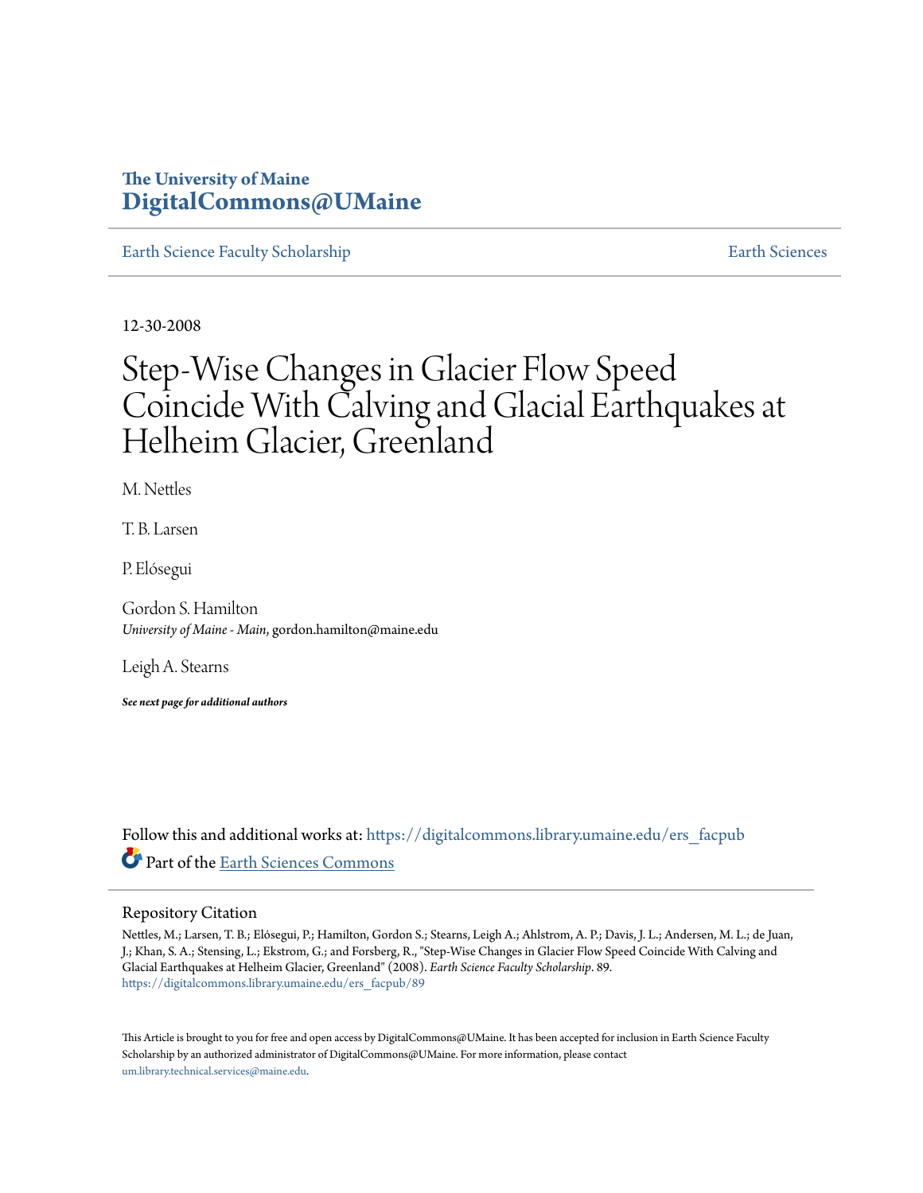The University of Maine
**DigitalCommons@UMaine**

Earth Science Faculty Scholarship | Earth Sciences

12-30-2008

# Step-Wise Changes in Glacier Flow Speed Coincide With Calving and Glacial Earthquakes at Helheim Glacier, Greenland

M. Nettles

T. B. Larsen

P. Elósegui

Gordon S. Hamilton
*University of Maine - Main*, gordon.hamilton@maine.edu

Leigh A. Stearns

***See next page for additional authors***

Follow this and additional works at: https://digitalcommons.library.umaine.edu/ers_facpub

Part of the Earth Sciences Commons

## Repository Citation

Nettles, M.; Larsen, T. B.; Elósegui, P.; Hamilton, Gordon S.; Stearns, Leigh A.; Ahlstrom, A. P.; Davis, J. L.; Andersen, M. L.; de Juan, J.; Khan, S. A.; Stensing, L.; Ekstrom, G.; and Forsberg, R., "Step-Wise Changes in Glacier Flow Speed Coincide With Calving and Glacial Earthquakes at Helheim Glacier, Greenland" (2008). *Earth Science Faculty Scholarship*. 89.
https://digitalcommons.library.umaine.edu/ers_facpub/89

This Article is brought to you for free and open access by DigitalCommons@UMaine. It has been accepted for inclusion in Earth Science Faculty Scholarship by an authorized administrator of DigitalCommons@UMaine. For more information, please contact um.library.technical.services@maine.edu.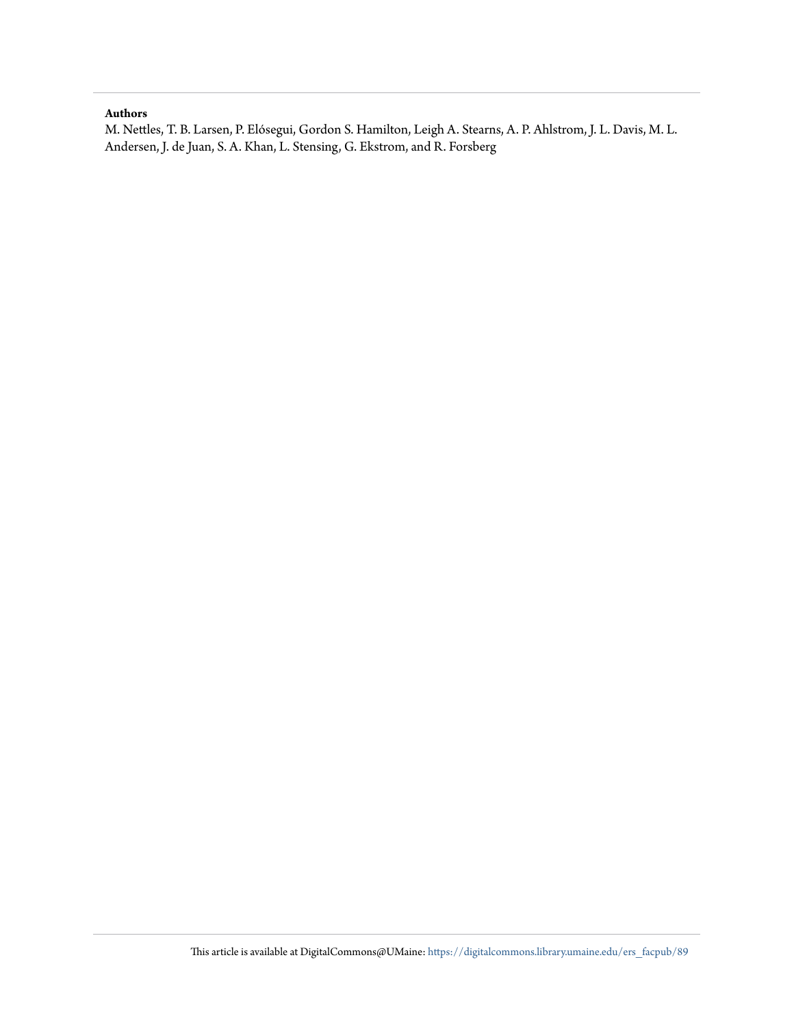**Authors**

M. Nettles, T. B. Larsen, P. Elósegui, Gordon S. Hamilton, Leigh A. Stearns, A. P. Ahlstrom, J. L. Davis, M. L. Andersen, J. de Juan, S. A. Khan, L. Stensing, G. Ekstrom, and R. Forsberg

This article is available at DigitalCommons@UMaine: https://digitalcommons.library.umaine.edu/ers_facpub/89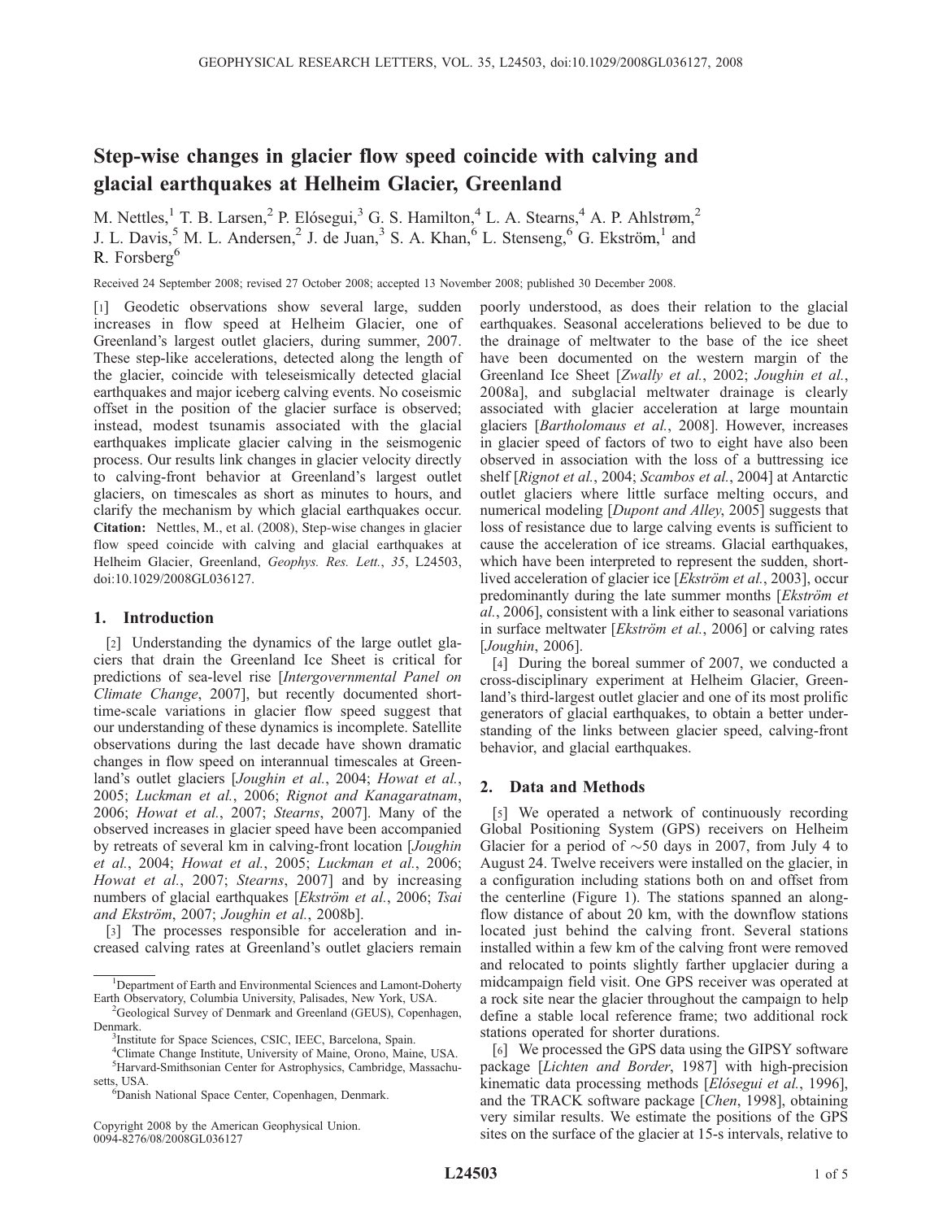# Step-wise changes in glacier flow speed coincide with calving and glacial earthquakes at Helheim Glacier, Greenland

M. Nettles,[1] T. B. Larsen,[2] P. Elósegui,[3] G. S. Hamilton,[4] L. A. Stearns,[4] A. P. Ahlstrøm,[2] J. L. Davis,[5] M. L. Andersen,[2] J. de Juan,[3] S. A. Khan,[6] L. Stenseng,[6] G. Ekström,[1] and R. Forsberg[6]

Received 24 September 2008; revised 27 October 2008; accepted 13 November 2008; published 30 December 2008.

[1] Geodetic observations show several large, sudden increases in flow speed at Helheim Glacier, one of Greenland's largest outlet glaciers, during summer, 2007. These step-like accelerations, detected along the length of the glacier, coincide with teleseismically detected glacial earthquakes and major iceberg calving events. No coseismic offset in the position of the glacier surface is observed; instead, modest tsunamis associated with the glacial earthquakes implicate glacier calving in the seismogenic process. Our results link changes in glacier velocity directly to calving-front behavior at Greenland's largest outlet glaciers, on timescales as short as minutes to hours, and clarify the mechanism by which glacial earthquakes occur. **Citation:** Nettles, M., et al. (2008), Step-wise changes in glacier flow speed coincide with calving and glacial earthquakes at Helheim Glacier, Greenland, *Geophys. Res. Lett.*, *35*, L24503, doi:10.1029/2008GL036127.

## 1. Introduction

[2] Understanding the dynamics of the large outlet glaciers that drain the Greenland Ice Sheet is critical for predictions of sea-level rise [*Intergovernmental Panel on Climate Change*, 2007], but recently documented short-time-scale variations in glacier flow speed suggest that our understanding of these dynamics is incomplete. Satellite observations during the last decade have shown dramatic changes in flow speed on interannual timescales at Greenland's outlet glaciers [*Joughin et al.*, 2004; *Howat et al.*, 2005; *Luckman et al.*, 2006; *Rignot and Kanagaratnam*, 2006; *Howat et al.*, 2007; *Stearns*, 2007]. Many of the observed increases in glacier speed have been accompanied by retreats of several km in calving-front location [*Joughin et al.*, 2004; *Howat et al.*, 2005; *Luckman et al.*, 2006; *Howat et al.*, 2007; *Stearns*, 2007] and by increasing numbers of glacial earthquakes [*Ekström et al.*, 2006; *Tsai and Ekström*, 2007; *Joughin et al.*, 2008b].

[3] The processes responsible for acceleration and increased calving rates at Greenland's outlet glaciers remain poorly understood, as does their relation to the glacial earthquakes. Seasonal accelerations believed to be due to the drainage of meltwater to the base of the ice sheet have been documented on the western margin of the Greenland Ice Sheet [*Zwally et al.*, 2002; *Joughin et al.*, 2008a], and subglacial meltwater drainage is clearly associated with glacier acceleration at large mountain glaciers [*Bartholomaus et al.*, 2008]. However, increases in glacier speed of factors of two to eight have also been observed in association with the loss of a buttressing ice shelf [*Rignot et al.*, 2004; *Scambos et al.*, 2004] at Antarctic outlet glaciers where little surface melting occurs, and numerical modeling [*Dupont and Alley*, 2005] suggests that loss of resistance due to large calving events is sufficient to cause the acceleration of ice streams. Glacial earthquakes, which have been interpreted to represent the sudden, short-lived acceleration of glacier ice [*Ekström et al.*, 2003], occur predominantly during the late summer months [*Ekström et al.*, 2006], consistent with a link either to seasonal variations in surface meltwater [*Ekström et al.*, 2006] or calving rates [*Joughin*, 2006].

[4] During the boreal summer of 2007, we conducted a cross-disciplinary experiment at Helheim Glacier, Greenland's third-largest outlet glacier and one of its most prolific generators of glacial earthquakes, to obtain a better understanding of the links between glacier speed, calving-front behavior, and glacial earthquakes.

## 2. Data and Methods

[5] We operated a network of continuously recording Global Positioning System (GPS) receivers on Helheim Glacier for a period of ~50 days in 2007, from July 4 to August 24. Twelve receivers were installed on the glacier, in a configuration including stations both on and offset from the centerline (Figure 1). The stations spanned an along-flow distance of about 20 km, with the downflow stations located just behind the calving front. Several stations installed within a few km of the calving front were removed and relocated to points slightly farther upglacier during a midcampaign field visit. One GPS receiver was operated at a rock site near the glacier throughout the campaign to help define a stable local reference frame; two additional rock stations operated for shorter durations.

[6] We processed the GPS data using the GIPSY software package [*Lichten and Border*, 1987] with high-precision kinematic data processing methods [*Elósegui et al.*, 1996], and the TRACK software package [*Chen*, 1998], obtaining very similar results. We estimate the positions of the GPS sites on the surface of the glacier at 15-s intervals, relative to

---

[1]Department of Earth and Environmental Sciences and Lamont-Doherty Earth Observatory, Columbia University, Palisades, New York, USA.

[2]Geological Survey of Denmark and Greenland (GEUS), Copenhagen, Denmark.

[3]Institute for Space Sciences, CSIC, IEEC, Barcelona, Spain.

[4]Climate Change Institute, University of Maine, Orono, Maine, USA.

[5]Harvard-Smithsonian Center for Astrophysics, Cambridge, Massachusetts, USA.

[6]Danish National Space Center, Copenhagen, Denmark.

Copyright 2008 by the American Geophysical Union.
0094-8276/08/2008GL036127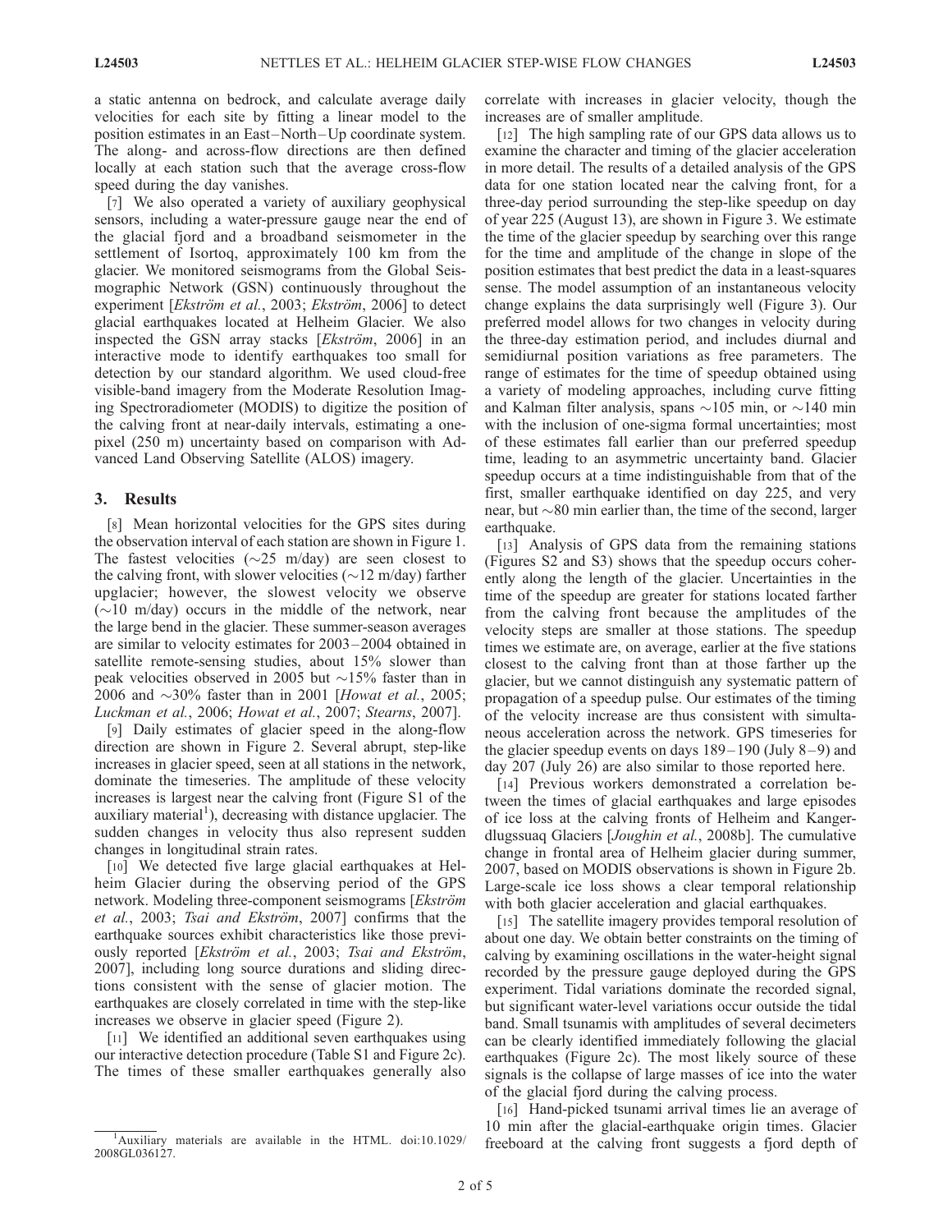a static antenna on bedrock, and calculate average daily velocities for each site by fitting a linear model to the position estimates in an East–North–Up coordinate system. The along- and across-flow directions are then defined locally at each station such that the average cross-flow speed during the day vanishes.

[7] We also operated a variety of auxiliary geophysical sensors, including a water-pressure gauge near the end of the glacial fjord and a broadband seismometer in the settlement of Isortoq, approximately 100 km from the glacier. We monitored seismograms from the Global Seismographic Network (GSN) continuously throughout the experiment [*Ekström et al.*, 2003; *Ekström*, 2006] to detect glacial earthquakes located at Helheim Glacier. We also inspected the GSN array stacks [*Ekström*, 2006] in an interactive mode to identify earthquakes too small for detection by our standard algorithm. We used cloud-free visible-band imagery from the Moderate Resolution Imaging Spectroradiometer (MODIS) to digitize the position of the calving front at near-daily intervals, estimating a one-pixel (250 m) uncertainty based on comparison with Advanced Land Observing Satellite (ALOS) imagery.

## 3. Results

[8] Mean horizontal velocities for the GPS sites during the observation interval of each station are shown in Figure 1. The fastest velocities (~25 m/day) are seen closest to the calving front, with slower velocities (~12 m/day) farther upglacier; however, the slowest velocity we observe (~10 m/day) occurs in the middle of the network, near the large bend in the glacier. These summer-season averages are similar to velocity estimates for 2003–2004 obtained in satellite remote-sensing studies, about 15% slower than peak velocities observed in 2005 but ~15% faster than in 2006 and ~30% faster than in 2001 [*Howat et al.*, 2005; *Luckman et al.*, 2006; *Howat et al.*, 2007; *Stearns*, 2007].

[9] Daily estimates of glacier speed in the along-flow direction are shown in Figure 2. Several abrupt, step-like increases in glacier speed, seen at all stations in the network, dominate the timeseries. The amplitude of these velocity increases is largest near the calving front (Figure S1 of the auxiliary material[1]), decreasing with distance upglacier. The sudden changes in velocity thus also represent sudden changes in longitudinal strain rates.

[10] We detected five large glacial earthquakes at Helheim Glacier during the observing period of the GPS network. Modeling three-component seismograms [*Ekström et al.*, 2003; *Tsai and Ekström*, 2007] confirms that the earthquake sources exhibit characteristics like those previously reported [*Ekström et al.*, 2003; *Tsai and Ekström*, 2007], including long source durations and sliding directions consistent with the sense of glacier motion. The earthquakes are closely correlated in time with the step-like increases we observe in glacier speed (Figure 2).

[11] We identified an additional seven earthquakes using our interactive detection procedure (Table S1 and Figure 2c). The times of these smaller earthquakes generally also correlate with increases in glacier velocity, though the increases are of smaller amplitude.

[12] The high sampling rate of our GPS data allows us to examine the character and timing of the glacier acceleration in more detail. The results of a detailed analysis of the GPS data for one station located near the calving front, for a three-day period surrounding the step-like speedup on day of year 225 (August 13), are shown in Figure 3. We estimate the time of the glacier speedup by searching over this range for the time and amplitude of the change in slope of the position estimates that best predict the data in a least-squares sense. The model assumption of an instantaneous velocity change explains the data surprisingly well (Figure 3). Our preferred model allows for two changes in velocity during the three-day estimation period, and includes diurnal and semidiurnal position variations as free parameters. The range of estimates for the time of speedup obtained using a variety of modeling approaches, including curve fitting and Kalman filter analysis, spans ~105 min, or ~140 min with the inclusion of one-sigma formal uncertainties; most of these estimates fall earlier than our preferred speedup time, leading to an asymmetric uncertainty band. Glacier speedup occurs at a time indistinguishable from that of the first, smaller earthquake identified on day 225, and very near, but ~80 min earlier than, the time of the second, larger earthquake.

[13] Analysis of GPS data from the remaining stations (Figures S2 and S3) shows that the speedup occurs coherently along the length of the glacier. Uncertainties in the time of the speedup are greater for stations located farther from the calving front because the amplitudes of the velocity steps are smaller at those stations. The speedup times we estimate are, on average, earlier at the five stations closest to the calving front than at those farther up the glacier, but we cannot distinguish any systematic pattern of propagation of a speedup pulse. Our estimates of the timing of the velocity increase are thus consistent with simultaneous acceleration across the network. GPS timeseries for the glacier speedup events on days 189–190 (July 8–9) and day 207 (July 26) are also similar to those reported here.

[14] Previous workers demonstrated a correlation between the times of glacial earthquakes and large episodes of ice loss at the calving fronts of Helheim and Kangerdlugssuaq Glaciers [*Joughin et al.*, 2008b]. The cumulative change in frontal area of Helheim glacier during summer, 2007, based on MODIS observations is shown in Figure 2b. Large-scale ice loss shows a clear temporal relationship with both glacier acceleration and glacial earthquakes.

[15] The satellite imagery provides temporal resolution of about one day. We obtain better constraints on the timing of calving by examining oscillations in the water-height signal recorded by the pressure gauge deployed during the GPS experiment. Tidal variations dominate the recorded signal, but significant water-level variations occur outside the tidal band. Small tsunamis with amplitudes of several decimeters can be clearly identified immediately following the glacial earthquakes (Figure 2c). The most likely source of these signals is the collapse of large masses of ice into the water of the glacial fjord during the calving process.

[16] Hand-picked tsunami arrival times lie an average of 10 min after the glacial-earthquake origin times. Glacier freeboard at the calving front suggests a fjord depth of

[1] Auxiliary materials are available in the HTML. doi:10.1029/2008GL036127.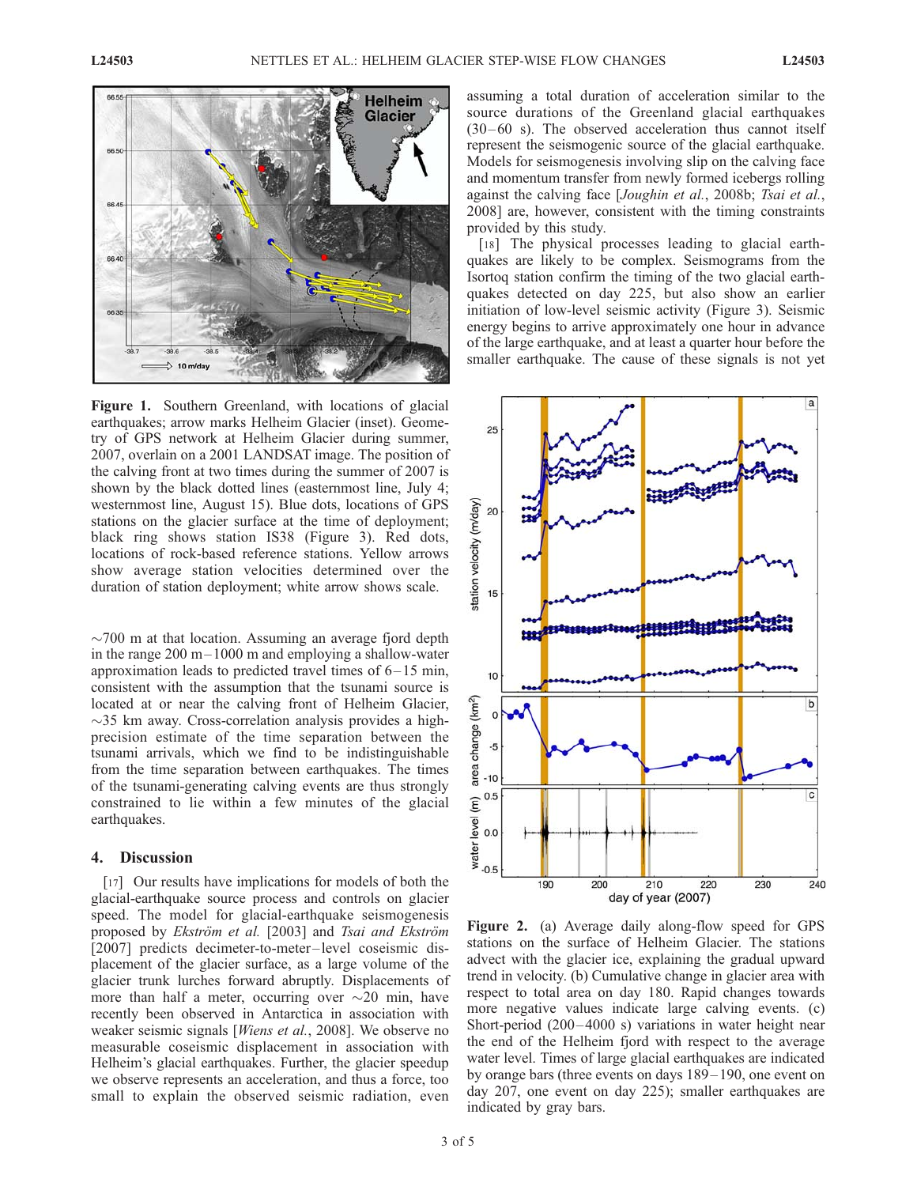Figure 1. Southern Greenland, with locations of glacial earthquakes; arrow marks Helheim Glacier (inset). Geometry of GPS network at Helheim Glacier during summer, 2007, overlain on a 2001 LANDSAT image. The position of the calving front at two times during the summer of 2007 is shown by the black dotted lines (easternmost line, July 4; westernmost line, August 15). Blue dots, locations of GPS stations on the glacier surface at the time of deployment; black ring shows station IS38 (Figure 3). Red dots, locations of rock-based reference stations. Yellow arrows show average station velocities determined over the duration of station deployment; white arrow shows scale.

~700 m at that location. Assuming an average fjord depth in the range 200 m–1000 m and employing a shallow-water approximation leads to predicted travel times of 6–15 min, consistent with the assumption that the tsunami source is located at or near the calving front of Helheim Glacier, ~35 km away. Cross-correlation analysis provides a high-precision estimate of the time separation between the tsunami arrivals, which we find to be indistinguishable from the time separation between earthquakes. The times of the tsunami-generating calving events are thus strongly constrained to lie within a few minutes of the glacial earthquakes.

## 4. Discussion

[17] Our results have implications for models of both the glacial-earthquake source process and controls on glacier speed. The model for glacial-earthquake seismogenesis proposed by *Ekström et al.* [2003] and *Tsai and Ekström* [2007] predicts decimeter-to-meter–level coseismic displacement of the glacier surface, as a large volume of the glacier trunk lurches forward abruptly. Displacements of more than half a meter, occurring over ~20 min, have recently been observed in Antarctica in association with weaker seismic signals [*Wiens et al.*, 2008]. We observe no measurable coseismic displacement in association with Helheim's glacial earthquakes. Further, the glacier speedup we observe represents an acceleration, and thus a force, too small to explain the observed seismic radiation, even assuming a total duration of acceleration similar to the source durations of the Greenland glacial earthquakes (30–60 s). The observed acceleration thus cannot itself represent the seismogenic source of the glacial earthquake. Models for seismogenesis involving slip on the calving face and momentum transfer from newly formed icebergs rolling against the calving face [*Joughin et al.*, 2008b; *Tsai et al.*, 2008] are, however, consistent with the timing constraints provided by this study.

[18] The physical processes leading to glacial earthquakes are likely to be complex. Seismograms from the Isortoq station confirm the timing of the two glacial earthquakes detected on day 225, but also show an earlier initiation of low-level seismic activity (Figure 3). Seismic energy begins to arrive approximately one hour in advance of the large earthquake, and at least a quarter hour before the smaller earthquake. The cause of these signals is not yet

Figure 2. (a) Average daily along-flow speed for GPS stations on the surface of Helheim Glacier. The stations advect with the glacier ice, explaining the gradual upward trend in velocity. (b) Cumulative change in glacier area with respect to total area on day 180. Rapid changes towards more negative values indicate large calving events. (c) Short-period (200–4000 s) variations in water height near the end of the Helheim fjord with respect to the average water level. Times of large glacial earthquakes are indicated by orange bars (three events on days 189–190, one event on day 207, one event on day 225); smaller earthquakes are indicated by gray bars.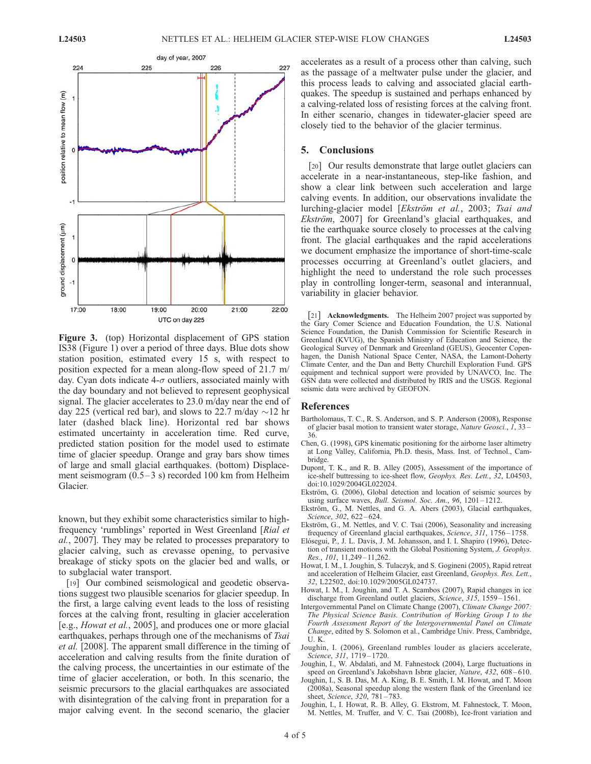**Figure 3.** (top) Horizontal displacement of GPS station IS38 (Figure 1) over a period of three days. Blue dots show station position, estimated every 15 s, with respect to position expected for a mean along-flow speed of 21.7 m/day. Cyan dots indicate 4-$\sigma$ outliers, associated mainly with the day boundary and not believed to represent geophysical signal. The glacier accelerates to 23.0 m/day near the end of day 225 (vertical red bar), and slows to 22.7 m/day ~12 hr later (dashed black line). Horizontal red bar shows estimated uncertainty in acceleration time. Red curve, predicted station position for the model used to estimate time of glacier speedup. Orange and gray bars show times of large and small glacial earthquakes. (bottom) Displacement seismogram (0.5–3 s) recorded 100 km from Helheim Glacier.

known, but they exhibit some characteristics similar to high-frequency 'rumblings' reported in West Greenland [*Rial et al.*, 2007]. They may be related to processes preparatory to glacier calving, such as crevasse opening, to pervasive breakage of sticky spots on the glacier bed and walls, or to subglacial water transport.

[19] Our combined seismological and geodetic observations suggest two plausible scenarios for glacier speedup. In the first, a large calving event leads to the loss of resisting forces at the calving front, resulting in glacier acceleration [e.g., *Howat et al.*, 2005], and produces one or more glacial earthquakes, perhaps through one of the mechanisms of *Tsai et al.* [2008]. The apparent small difference in the timing of acceleration and calving results from the finite duration of the calving process, the uncertainties in our estimate of the time of glacier acceleration, or both. In this scenario, the seismic precursors to the glacial earthquakes are associated with disintegration of the calving front in preparation for a major calving event. In the second scenario, the glacier accelerates as a result of a process other than calving, such as the passage of a meltwater pulse under the glacier, and this process leads to calving and associated glacial earthquakes. The speedup is sustained and perhaps enhanced by a calving-related loss of resisting forces at the calving front. In either scenario, changes in tidewater-glacier speed are closely tied to the behavior of the glacier terminus.

## 5. Conclusions

[20] Our results demonstrate that large outlet glaciers can accelerate in a near-instantaneous, step-like fashion, and show a clear link between such acceleration and large calving events. In addition, our observations invalidate the lurching-glacier model [*Ekström et al.*, 2003; *Tsai and Ekström*, 2007] for Greenland's glacial earthquakes, and tie the earthquake source closely to processes at the calving front. The glacial earthquakes and the rapid accelerations we document emphasize the importance of short-time-scale processes occurring at Greenland's outlet glaciers, and highlight the need to understand the role such processes play in controlling longer-term, seasonal and interannual, variability in glacier behavior.

[21] **Acknowledgments.** The Helheim 2007 project was supported by the Gary Comer Science and Education Foundation, the U.S. National Science Foundation, the Danish Commission for Scientific Research in Greenland (KVUG), the Spanish Ministry of Education and Science, the Geological Survey of Denmark and Greenland (GEUS), Geocenter Copenhagen, the Danish National Space Center, NASA, the Lamont-Doherty Climate Center, and the Dan and Betty Churchill Exploration Fund. GPS equipment and technical support were provided by UNAVCO, Inc. The GSN data were collected and distributed by IRIS and the USGS. Regional seismic data were archived by GEOFON.

## References

Bartholomaus, T. C., R. S. Anderson, and S. P. Anderson (2008), Response of glacier basal motion to transient water storage, *Nature Geosci.*, *1*, 33–36.

Chen, G. (1998), GPS kinematic positioning for the airborne laser altimetry at Long Valley, California, Ph.D. thesis, Mass. Inst. of Technol., Cambridge.

Dupont, T. K., and R. B. Alley (2005), Assessment of the importance of ice-shelf buttressing to ice-sheet flow, *Geophys. Res. Lett.*, *32*, L04503, doi:10.1029/2004GL022024.

Ekström, G. (2006), Global detection and location of seismic sources by using surface waves, *Bull. Seismol. Soc. Am.*, *96*, 1201–1212.

Ekström, G., M. Nettles, and G. A. Abers (2003), Glacial earthquakes, *Science*, *302*, 622–624.

Ekström, G., M. Nettles, and V. C. Tsai (2006), Seasonality and increasing frequency of Greenland glacial earthquakes, *Science*, *311*, 1756–1758.

Elósegui, P., J. L. Davis, J. M. Johansson, and I. I. Shapiro (1996), Detection of transient motions with the Global Positioning System, *J. Geophys. Res.*, *101*, 11,249–11,262.

Howat, I. M., I. Joughin, S. Tulaczyk, and S. Gogineni (2005), Rapid retreat and acceleration of Helheim Glacier, east Greenland, *Geophys. Res. Lett.*, *32*, L22502, doi:10.1029/2005GL024737.

Howat, I. M., I. Joughin, and T. A. Scambos (2007), Rapid changes in ice discharge from Greenland outlet glaciers, *Science*, *315*, 1559–1561.

Intergovernmental Panel on Climate Change (2007), *Climate Change 2007: The Physical Science Basis. Contribution of Working Group I to the Fourth Assessment Report of the Intergovernmental Panel on Climate Change*, edited by S. Solomon et al., Cambridge Univ. Press, Cambridge, U. K.

Joughin, I. (2006), Greenland rumbles louder as glaciers accelerate, *Science*, *311*, 1719–1720.

Joughin, I., W. Abdalati, and M. Fahnestock (2004), Large fluctuations in speed on Greenland's Jakobshavn Isbræ glacier, *Nature*, *432*, 608–610.

Joughin, I., S. B. Das, M. A. King, B. E. Smith, I. M. Howat, and T. Moon (2008a), Seasonal speedup along the western flank of the Greenland ice sheet, *Science*, *320*, 781–783.

Joughin, I., I. Howat, R. B. Alley, G. Ekstrom, M. Fahnestock, T. Moon, M. Nettles, M. Truffer, and V. C. Tsai (2008b), Ice-front variation and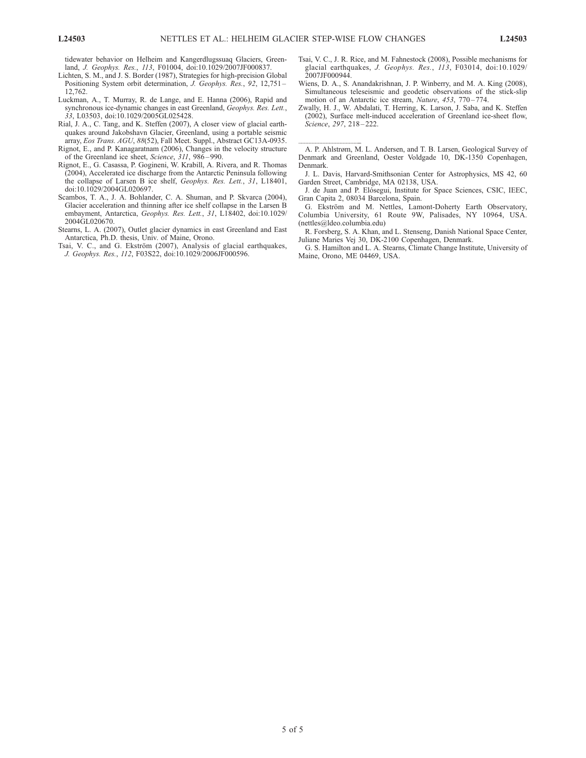tidewater behavior on Helheim and Kangerdlugssuaq Glaciers, Greenland, *J. Geophys. Res.*, *113*, F01004, doi:10.1029/2007JF000837.

Lichten, S. M., and J. S. Border (1987), Strategies for high-precision Global Positioning System orbit determination, *J. Geophys. Res.*, *92*, 12,751–12,762.

Luckman, A., T. Murray, R. de Lange, and E. Hanna (2006), Rapid and synchronous ice-dynamic changes in east Greenland, *Geophys. Res. Lett.*, *33*, L03503, doi:10.1029/2005GL025428.

Rial, J. A., C. Tang, and K. Steffen (2007), A closer view of glacial earthquakes around Jakobshavn Glacier, Greenland, using a portable seismic array, *Eos Trans. AGU*, *88*(52), Fall Meet. Suppl., Abstract GC13A-0935.

Rignot, E., and P. Kanagaratnam (2006), Changes in the velocity structure of the Greenland ice sheet, *Science*, *311*, 986–990.

Rignot, E., G. Casassa, P. Gogineni, W. Krabill, A. Rivera, and R. Thomas (2004), Accelerated ice discharge from the Antarctic Peninsula following the collapse of Larsen B ice shelf, *Geophys. Res. Lett.*, *31*, L18401, doi:10.1029/2004GL020697.

Scambos, T. A., J. A. Bohlander, C. A. Shuman, and P. Skvarca (2004), Glacier acceleration and thinning after ice shelf collapse in the Larsen B embayment, Antarctica, *Geophys. Res. Lett.*, *31*, L18402, doi:10.1029/2004GL020670.

Stearns, L. A. (2007), Outlet glacier dynamics in east Greenland and East Antarctica, Ph.D. thesis, Univ. of Maine, Orono.

Tsai, V. C., and G. Ekström (2007), Analysis of glacial earthquakes, *J. Geophys. Res.*, *112*, F03S22, doi:10.1029/2006JF000596.

Tsai, V. C., J. R. Rice, and M. Fahnestock (2008), Possible mechanisms for glacial earthquakes, *J. Geophys. Res.*, *113*, F03014, doi:10.1029/2007JF000944.

Wiens, D. A., S. Anandakrishnan, J. P. Winberry, and M. A. King (2008), Simultaneous teleseismic and geodetic observations of the stick-slip motion of an Antarctic ice stream, *Nature*, *453*, 770–774.

Zwally, H. J., W. Abdalati, T. Herring, K. Larson, J. Saba, and K. Steffen (2002), Surface melt-induced acceleration of Greenland ice-sheet flow, *Science*, *297*, 218–222.

---

A. P. Ahlstrøm, M. L. Andersen, and T. B. Larsen, Geological Survey of Denmark and Greenland, Oester Voldgade 10, DK-1350 Copenhagen, Denmark.

J. L. Davis, Harvard-Smithsonian Center for Astrophysics, MS 42, 60 Garden Street, Cambridge, MA 02138, USA.

J. de Juan and P. Elósegui, Institute for Space Sciences, CSIC, IEEC, Gran Capita 2, 08034 Barcelona, Spain.

G. Ekström and M. Nettles, Lamont-Doherty Earth Observatory, Columbia University, 61 Route 9W, Palisades, NY 10964, USA. (nettles@ldeo.columbia.edu)

R. Forsberg, S. A. Khan, and L. Stenseng, Danish National Space Center, Juliane Maries Vej 30, DK-2100 Copenhagen, Denmark.

G. S. Hamilton and L. A. Stearns, Climate Change Institute, University of Maine, Orono, ME 04469, USA.